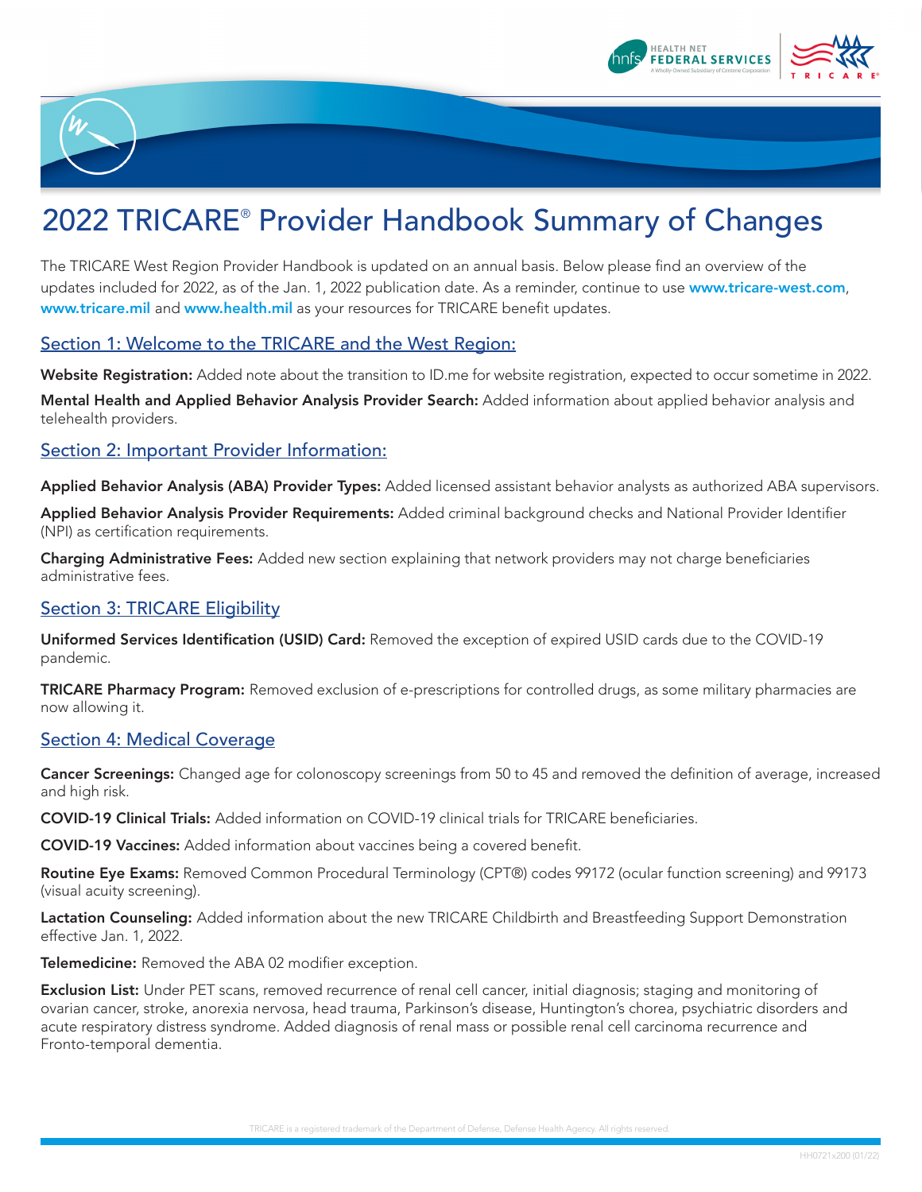# 2022 TRICARE® Provider Handbook Summary of Changes

The TRICARE West Region Provider Handbook is updated on an annual basis. Below please find an overview of the updates included for 2022, as of the Jan. 1, 2022 publication date. As a reminder, continue to use **www.tricare-west.com**, **www.tricare.mil** and **www.health.mil** as your resources for TRICARE benefit updates.

## Section 1: Welcome to the TRICARE and the West Region:

**Website Registration:** Added note about the transition to ID.me for website registration, expected to occur sometime in 2022.

**Mental Health and Applied Behavior Analysis Provider Search:** Added information about applied behavior analysis and telehealth providers.

## Section 2: Important Provider Information:

**Applied Behavior Analysis (ABA) Provider Types:** Added licensed assistant behavior analysts as authorized ABA supervisors.

**Applied Behavior Analysis Provider Requirements:** Added criminal background checks and National Provider Identifier (NPI) as certification requirements.

**Charging Administrative Fees:** Added new section explaining that network providers may not charge beneficiaries administrative fees.

## Section 3: TRICARE Eligibility

**Uniformed Services Identification (USID) Card:** Removed the exception of expired USID cards due to the COVID-19 pandemic.

**TRICARE Pharmacy Program:** Removed exclusion of e-prescriptions for controlled drugs, as some military pharmacies are now allowing it.

## Section 4: Medical Coverage

**Cancer Screenings:** Changed age for colonoscopy screenings from 50 to 45 and removed the definition of average, increased and high risk.

**COVID-19 Clinical Trials:** Added information on COVID-19 clinical trials for TRICARE beneficiaries.

**COVID-19 Vaccines:** Added information about vaccines being a covered benefit.

**Routine Eye Exams:** Removed Common Procedural Terminology (CPT®) codes 99172 (ocular function screening) and 99173 (visual acuity screening).

**Lactation Counseling:** Added information about the new TRICARE Childbirth and Breastfeeding Support Demonstration effective Jan. 1, 2022.

**Telemedicine:** Removed the ABA 02 modifier exception.

**Exclusion List:** Under PET scans, removed recurrence of renal cell cancer, initial diagnosis; staging and monitoring of ovarian cancer, stroke, anorexia nervosa, head trauma, Parkinson's disease, Huntington's chorea, psychiatric disorders and acute respiratory distress syndrome. Added diagnosis of renal mass or possible renal cell carcinoma recurrence and Fronto-temporal dementia.

TRICARE is a registered trademark of the Department of Defense, Defense Health Agency. All rights reserved.

HH0721x200 (01/22)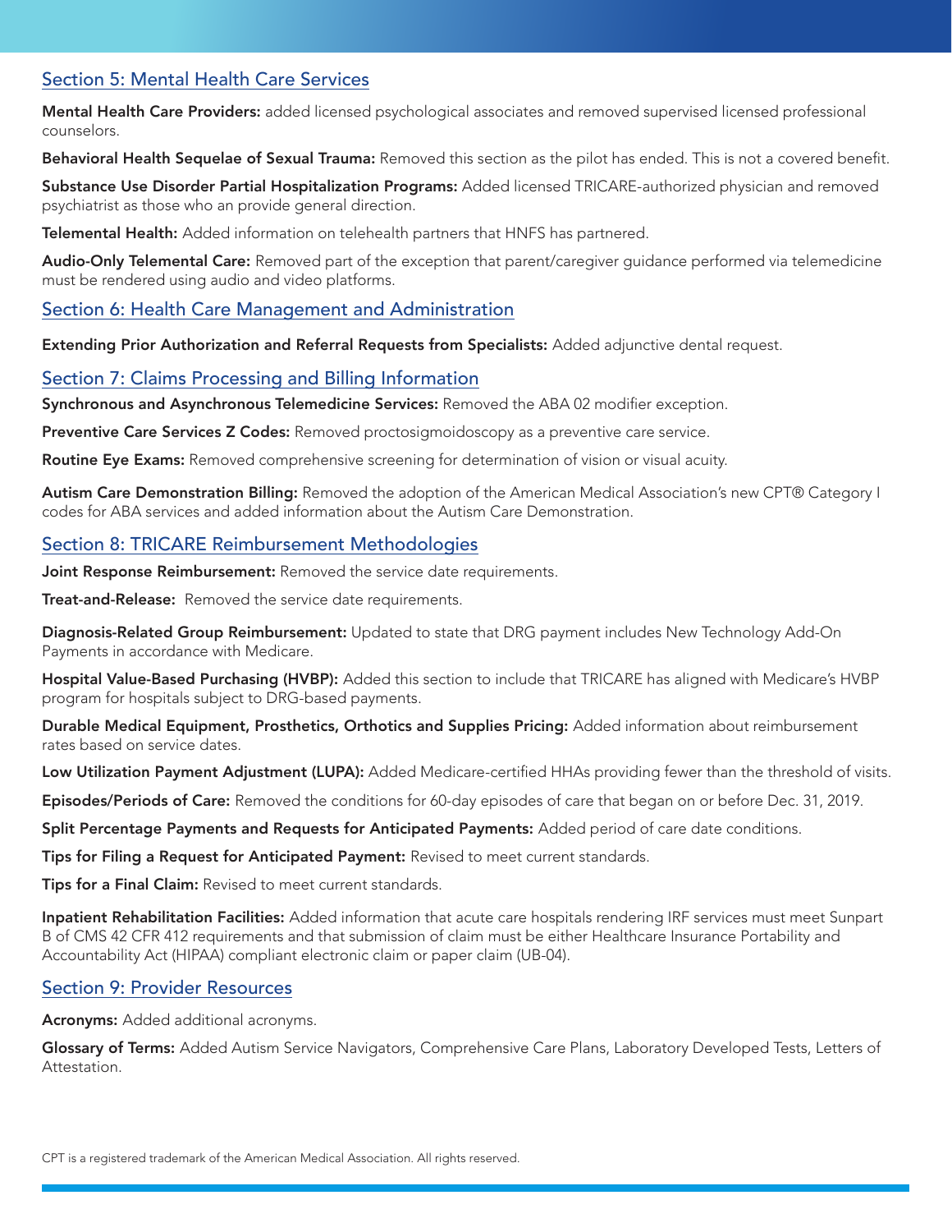## Section 5: Mental Health Care Services

**Mental Health Care Providers:** added licensed psychological associates and removed supervised licensed professional counselors.

**Behavioral Health Sequelae of Sexual Trauma:** Removed this section as the pilot has ended. This is not a covered benefit.

**Substance Use Disorder Partial Hospitalization Programs:** Added licensed TRICARE-authorized physician and removed psychiatrist as those who an provide general direction.

**Telemental Health:** Added information on telehealth partners that HNFS has partnered.

**Audio-Only Telemental Care:** Removed part of the exception that parent/caregiver guidance performed via telemedicine must be rendered using audio and video platforms.

## Section 6: Health Care Management and Administration

**Extending Prior Authorization and Referral Requests from Specialists:** Added adjunctive dental request.

## Section 7: Claims Processing and Billing Information

**Synchronous and Asynchronous Telemedicine Services:** Removed the ABA 02 modifier exception.

**Preventive Care Services Z Codes:** Removed proctosigmoidoscopy as a preventive care service.

**Routine Eye Exams:** Removed comprehensive screening for determination of vision or visual acuity.

**Autism Care Demonstration Billing:** Removed the adoption of the American Medical Association's new CPT® Category I codes for ABA services and added information about the Autism Care Demonstration.

## Section 8: TRICARE Reimbursement Methodologies

**Joint Response Reimbursement:** Removed the service date requirements.

**Treat-and-Release:** Removed the service date requirements.

**Diagnosis-Related Group Reimbursement:** Updated to state that DRG payment includes New Technology Add-On Payments in accordance with Medicare.

**Hospital Value-Based Purchasing (HVBP):** Added this section to include that TRICARE has aligned with Medicare's HVBP program for hospitals subject to DRG-based payments.

**Durable Medical Equipment, Prosthetics, Orthotics and Supplies Pricing:** Added information about reimbursement rates based on service dates.

**Low Utilization Payment Adjustment (LUPA):** Added Medicare-certified HHAs providing fewer than the threshold of visits.

**Episodes/Periods of Care:** Removed the conditions for 60-day episodes of care that began on or before Dec. 31, 2019.

**Split Percentage Payments and Requests for Anticipated Payments:** Added period of care date conditions.

**Tips for Filing a Request for Anticipated Payment:** Revised to meet current standards.

**Tips for a Final Claim:** Revised to meet current standards.

**Inpatient Rehabilitation Facilities:** Added information that acute care hospitals rendering IRF services must meet Sunpart B of CMS 42 CFR 412 requirements and that submission of claim must be either Healthcare Insurance Portability and Accountability Act (HIPAA) compliant electronic claim or paper claim (UB-04).

## Section 9: Provider Resources

**Acronyms:** Added additional acronyms.

**Glossary of Terms:** Added Autism Service Navigators, Comprehensive Care Plans, Laboratory Developed Tests, Letters of Attestation.

CPT is a registered trademark of the American Medical Association. All rights reserved.